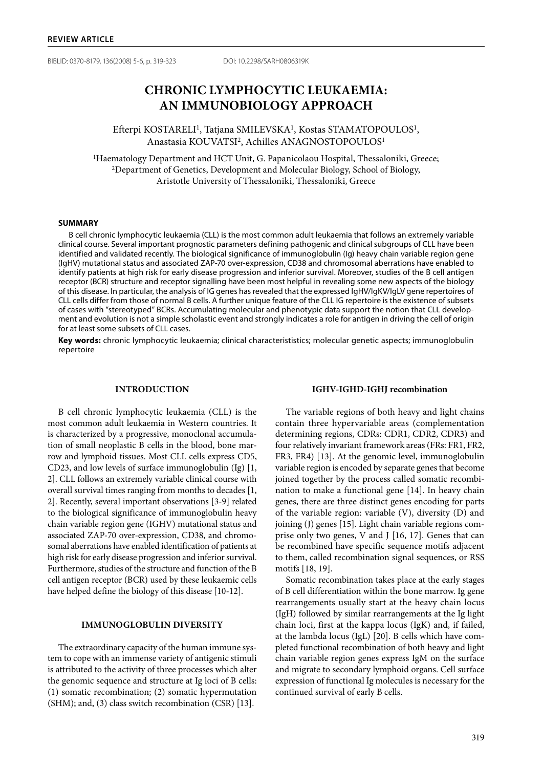**REVIEW ARTICLE**

BIBLID: 0370-8179, 136(2008) 5-6, p. 319-323 DOI: 10.2298/SARH0806319K

# CHRONIC LYMPHOCYTIC LEUKAEMIA: AN IMMUNOBIOLOGY APPROACH

Efterpi KOSTARELI[1], Tatjana SMILEVSKA[1], Kostas STAMATOPOULOS[1], Anastasia KOUVATSI[2], Achilles ANAGNOSTOPOULOS[1]

[1]Haematology Department and HCT Unit, G. Papanicolaou Hospital, Thessaloniki, Greece;
[2]Department of Genetics, Development and Molecular Biology, School of Biology, Aristotle University of Thessaloniki, Thessaloniki, Greece

## SUMMARY

B cell chronic lymphocytic leukaemia (CLL) is the most common adult leukaemia that follows an extremely variable clinical course. Several important prognostic parameters defining pathogenic and clinical subgroups of CLL have been identified and validated recently. The biological significance of immunoglobulin (Ig) heavy chain variable region gene (IgHV) mutational status and associated ZAP-70 over-expression, CD38 and chromosomal aberrations have enabled to identify patients at high risk for early disease progression and inferior survival. Moreover, studies of the B cell antigen receptor (BCR) structure and receptor signalling have been most helpful in revealing some new aspects of the biology of this disease. In particular, the analysis of IG genes has revealed that the expressed IgHV/IgKV/IgLV gene repertoires of CLL cells differ from those of normal B cells. A further unique feature of the CLL IG repertoire is the existence of subsets of cases with "stereotyped" BCRs. Accumulating molecular and phenotypic data support the notion that CLL development and evolution is not a simple scholastic event and strongly indicates a role for antigen in driving the cell of origin for at least some subsets of CLL cases.

**Key words:** chronic lymphocytic leukaemia; clinical characterististics; molecular genetic aspects; immunoglobulin repertoire

## INTRODUCTION

B cell chronic lymphocytic leukaemia (CLL) is the most common adult leukaemia in Western countries. It is characterized by a progressive, monoclonal accumulation of small neoplastic B cells in the blood, bone marrow and lymphoid tissues. Most CLL cells express CD5, CD23, and low levels of surface immunoglobulin (Ig) [1, 2]. CLL follows an extremely variable clinical course with overall survival times ranging from months to decades [1, 2]. Recently, several important observations [3-9] related to the biological significance of immunoglobulin heavy chain variable region gene (IGHV) mutational status and associated ZAP-70 over-expression, CD38, and chromosomal aberrations have enabled identification of patients at high risk for early disease progression and inferior survival. Furthermore, studies of the structure and function of the B cell antigen receptor (BCR) used by these leukaemic cells have helped define the biology of this disease [10-12].

## IMMUNOGLOBULIN DIVERSITY

The extraordinary capacity of the human immune system to cope with an immense variety of antigenic stimuli is attributed to the activity of three processes which alter the genomic sequence and structure at Ig loci of B cells: (1) somatic recombination; (2) somatic hypermutation (SHM); and, (3) class switch recombination (CSR) [13].

### IGHV-IGHD-IGHJ recombination

The variable regions of both heavy and light chains contain three hypervariable areas (complementation determining regions, CDRs: CDR1, CDR2, CDR3) and four relatively invariant framework areas (FRs: FR1, FR2, FR3, FR4) [13]. At the genomic level, immunoglobulin variable region is encoded by separate genes that become joined together by the process called somatic recombination to make a functional gene [14]. In heavy chain genes, there are three distinct genes encoding for parts of the variable region: variable (V), diversity (D) and joining (J) genes [15]. Light chain variable regions comprise only two genes, V and J [16, 17]. Genes that can be recombined have specific sequence motifs adjacent to them, called recombination signal sequences, or RSS motifs [18, 19].

Somatic recombination takes place at the early stages of B cell differentiation within the bone marrow. Ig gene rearrangements usually start at the heavy chain locus (IgH) followed by similar rearrangements at the Ig light chain loci, first at the kappa locus (IgK) and, if failed, at the lambda locus (IgL) [20]. B cells which have completed functional recombination of both heavy and light chain variable region genes express IgM on the surface and migrate to secondary lymphoid organs. Cell surface expression of functional Ig molecules is necessary for the continued survival of early B cells.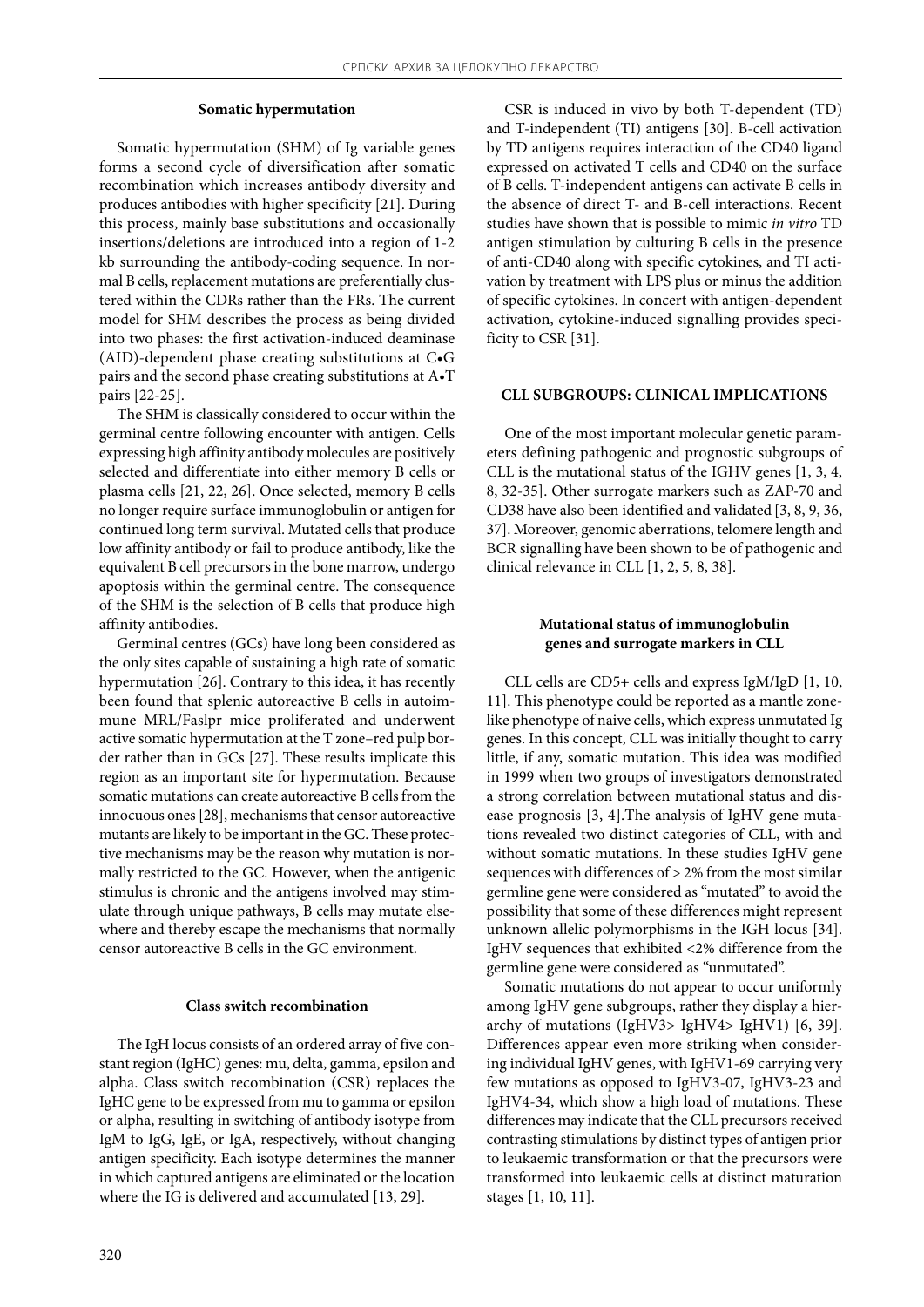### Somatic hypermutation

Somatic hypermutation (SHM) of Ig variable genes forms a second cycle of diversification after somatic recombination which increases antibody diversity and produces antibodies with higher specificity [21]. During this process, mainly base substitutions and occasionally insertions/deletions are introduced into a region of 1-2 kb surrounding the antibody-coding sequence. In normal B cells, replacement mutations are preferentially clustered within the CDRs rather than the FRs. The current model for SHM describes the process as being divided into two phases: the first activation-induced deaminase (AID)-dependent phase creating substitutions at C•G pairs and the second phase creating substitutions at A•T pairs [22-25].

The SHM is classically considered to occur within the germinal centre following encounter with antigen. Cells expressing high affinity antibody molecules are positively selected and differentiate into either memory B cells or plasma cells [21, 22, 26]. Once selected, memory B cells no longer require surface immunoglobulin or antigen for continued long term survival. Mutated cells that produce low affinity antibody or fail to produce antibody, like the equivalent B cell precursors in the bone marrow, undergo apoptosis within the germinal centre. The consequence of the SHM is the selection of B cells that produce high affinity antibodies.

Germinal centres (GCs) have long been considered as the only sites capable of sustaining a high rate of somatic hypermutation [26]. Contrary to this idea, it has recently been found that splenic autoreactive B cells in autoimmune MRL/Faslpr mice proliferated and underwent active somatic hypermutation at the T zone–red pulp border rather than in GCs [27]. These results implicate this region as an important site for hypermutation. Because somatic mutations can create autoreactive B cells from the innocuous ones [28], mechanisms that censor autoreactive mutants are likely to be important in the GC. These protective mechanisms may be the reason why mutation is normally restricted to the GC. However, when the antigenic stimulus is chronic and the antigens involved may stimulate through unique pathways, B cells may mutate elsewhere and thereby escape the mechanisms that normally censor autoreactive B cells in the GC environment.

### Class switch recombination

The IgH locus consists of an ordered array of five constant region (IgHC) genes: mu, delta, gamma, epsilon and alpha. Class switch recombination (CSR) replaces the IgHC gene to be expressed from mu to gamma or epsilon or alpha, resulting in switching of antibody isotype from IgM to IgG, IgE, or IgA, respectively, without changing antigen specificity. Each isotype determines the manner in which captured antigens are eliminated or the location where the IG is delivered and accumulated [13, 29].

CSR is induced in vivo by both T-dependent (TD) and T-independent (TI) antigens [30]. B-cell activation by TD antigens requires interaction of the CD40 ligand expressed on activated T cells and CD40 on the surface of B cells. T-independent antigens can activate B cells in the absence of direct T- and B-cell interactions. Recent studies have shown that is possible to mimic *in vitro* TD antigen stimulation by culturing B cells in the presence of anti-CD40 along with specific cytokines, and TI activation by treatment with LPS plus or minus the addition of specific cytokines. In concert with antigen-dependent activation, cytokine-induced signalling provides specificity to CSR [31].

## CLL SUBGROUPS: CLINICAL IMPLICATIONS

One of the most important molecular genetic parameters defining pathogenic and prognostic subgroups of CLL is the mutational status of the IGHV genes [1, 3, 4, 8, 32-35]. Other surrogate markers such as ZAP-70 and CD38 have also been identified and validated [3, 8, 9, 36, 37]. Moreover, genomic aberrations, telomere length and BCR signalling have been shown to be of pathogenic and clinical relevance in CLL [1, 2, 5, 8, 38].

### Mutational status of immunoglobulin genes and surrogate markers in CLL

CLL cells are CD5+ cells and express IgM/IgD [1, 10, 11]. This phenotype could be reported as a mantle zone-like phenotype of naive cells, which express unmutated Ig genes. In this concept, CLL was initially thought to carry little, if any, somatic mutation. This idea was modified in 1999 when two groups of investigators demonstrated a strong correlation between mutational status and disease prognosis [3, 4].The analysis of IgHV gene mutations revealed two distinct categories of CLL, with and without somatic mutations. In these studies IgHV gene sequences with differences of > 2% from the most similar germline gene were considered as "mutated" to avoid the possibility that some of these differences might represent unknown allelic polymorphisms in the IGH locus [34]. IgHV sequences that exhibited <2% difference from the germline gene were considered as "unmutated".

Somatic mutations do not appear to occur uniformly among IgHV gene subgroups, rather they display a hierarchy of mutations (IgHV3> IgHV4> IgHV1) [6, 39]. Differences appear even more striking when considering individual IgHV genes, with IgHV1-69 carrying very few mutations as opposed to IgHV3-07, IgHV3-23 and IgHV4-34, which show a high load of mutations. These differences may indicate that the CLL precursors received contrasting stimulations by distinct types of antigen prior to leukaemic transformation or that the precursors were transformed into leukaemic cells at distinct maturation stages [1, 10, 11].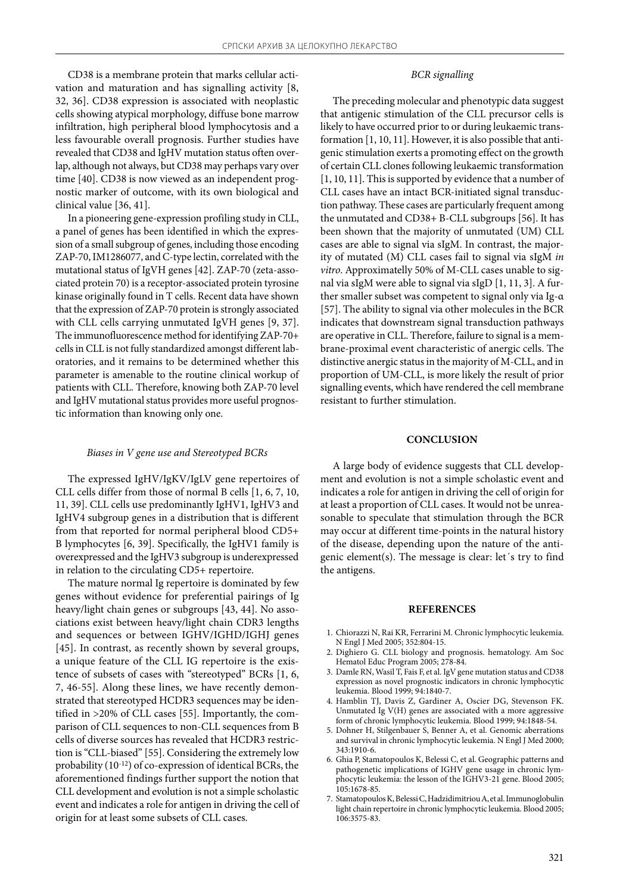CD38 is a membrane protein that marks cellular activation and maturation and has signalling activity [8, 32, 36]. CD38 expression is associated with neoplastic cells showing atypical morphology, diffuse bone marrow infiltration, high peripheral blood lymphocytosis and a less favourable overall prognosis. Further studies have revealed that CD38 and IgHV mutation status often overlap, although not always, but CD38 may perhaps vary over time [40]. CD38 is now viewed as an independent prognostic marker of outcome, with its own biological and clinical value [36, 41].

In a pioneering gene-expression profiling study in CLL, a panel of genes has been identified in which the expression of a small subgroup of genes, including those encoding ZAP-70, IM1286077, and C-type lectin, correlated with the mutational status of IgVH genes [42]. ZAP-70 (zeta-associated protein 70) is a receptor-associated protein tyrosine kinase originally found in T cells. Recent data have shown that the expression of ZAP-70 protein is strongly associated with CLL cells carrying unmutated IgVH genes [9, 37]. The immunofluorescence method for identifying ZAP-70+ cells in CLL is not fully standardized amongst different laboratories, and it remains to be determined whether this parameter is amenable to the routine clinical workup of patients with CLL. Therefore, knowing both ZAP-70 level and IgHV mutational status provides more useful prognostic information than knowing only one.

### *Biases in V gene use and Stereotyped BCRs*

The expressed IgHV/IgKV/IgLV gene repertoires of CLL cells differ from those of normal B cells [1, 6, 7, 10, 11, 39]. CLL cells use predominantly IgHV1, IgHV3 and IgHV4 subgroup genes in a distribution that is different from that reported for normal peripheral blood CD5+ B lymphocytes [6, 39]. Specifically, the IgHV1 family is overexpressed and the IgHV3 subgroup is underexpressed in relation to the circulating CD5+ repertoire.

The mature normal Ig repertoire is dominated by few genes without evidence for preferential pairings of Ig heavy/light chain genes or subgroups [43, 44]. No associations exist between heavy/light chain CDR3 lengths and sequences or between IGHV/IGHD/IGHJ genes [45]. In contrast, as recently shown by several groups, a unique feature of the CLL IG repertoire is the existence of subsets of cases with "stereotyped" BCRs [1, 6, 7, 46-55]. Along these lines, we have recently demonstrated that stereotyped HCDR3 sequences may be identified in >20% of CLL cases [55]. Importantly, the comparison of CLL sequences to non-CLL sequences from B cells of diverse sources has revealed that HCDR3 restriction is "CLL-biased" [55]. Considering the extremely low probability ($10^{-12}$) of co-expression of identical BCRs, the aforementioned findings further support the notion that CLL development and evolution is not a simple scholastic event and indicates a role for antigen in driving the cell of origin for at least some subsets of CLL cases.

### *BCR signalling*

The preceding molecular and phenotypic data suggest that antigenic stimulation of the CLL precursor cells is likely to have occurred prior to or during leukaemic transformation [1, 10, 11]. However, it is also possible that antigenic stimulation exerts a promoting effect on the growth of certain CLL clones following leukaemic transformation [1, 10, 11]. This is supported by evidence that a number of CLL cases have an intact BCR-initiated signal transduction pathway. These cases are particularly frequent among the unmutated and CD38+ B-CLL subgroups [56]. It has been shown that the majority of unmutated (UM) CLL cases are able to signal via sIgM. In contrast, the majority of mutated (M) CLL cases fail to signal via sIgM *in vitro*. Approximately 50% of M-CLL cases unable to signal via sIgM were able to signal via sIgD [1, 11, 3]. A further smaller subset was competent to signal only via Ig-α [57]. The ability to signal via other molecules in the BCR indicates that downstream signal transduction pathways are operative in CLL. Therefore, failure to signal is a membrane-proximal event characteristic of anergic cells. The distinctive anergic status in the majority of M-CLL, and in proportion of UM-CLL, is more likely the result of prior signalling events, which have rendered the cell membrane resistant to further stimulation.

## CONCLUSION

A large body of evidence suggests that CLL development and evolution is not a simple scholastic event and indicates a role for antigen in driving the cell of origin for at least a proportion of CLL cases. It would not be unreasonable to speculate that stimulation through the BCR may occur at different time-points in the natural history of the disease, depending upon the nature of the antigenic element(s). The message is clear: let´s try to find the antigens.

## REFERENCES

1. Chiorazzi N, Rai KR, Ferrarini M. Chronic lymphocytic leukemia. N Engl J Med 2005; 352:804-15.
2. Dighiero G. CLL biology and prognosis. hematology. Am Soc Hematol Educ Program 2005; 278-84.
3. Damle RN, Wasil T, Fais F, et al. IgV gene mutation status and CD38 expression as novel prognostic indicators in chronic lymphocytic leukemia. Blood 1999; 94:1840-7.
4. Hamblin TJ, Davis Z, Gardiner A, Oscier DG, Stevenson FK. Unmutated Ig V(H) genes are associated with a more aggressive form of chronic lymphocytic leukemia. Blood 1999; 94:1848-54.
5. Dohner H, Stilgenbauer S, Benner A, et al. Genomic aberrations and survival in chronic lymphocytic leukemia. N Engl J Med 2000; 343:1910-6.
6. Ghia P, Stamatopoulos K, Belessi C, et al. Geographic patterns and pathogenetic implications of IGHV gene usage in chronic lymphocytic leukemia: the lesson of the IGHV3-21 gene. Blood 2005; 105:1678-85.
7. Stamatopoulos K, Belessi C, Hadzidimitriou A, et al. Immunoglobulin light chain repertoire in chronic lymphocytic leukemia. Blood 2005; 106:3575-83.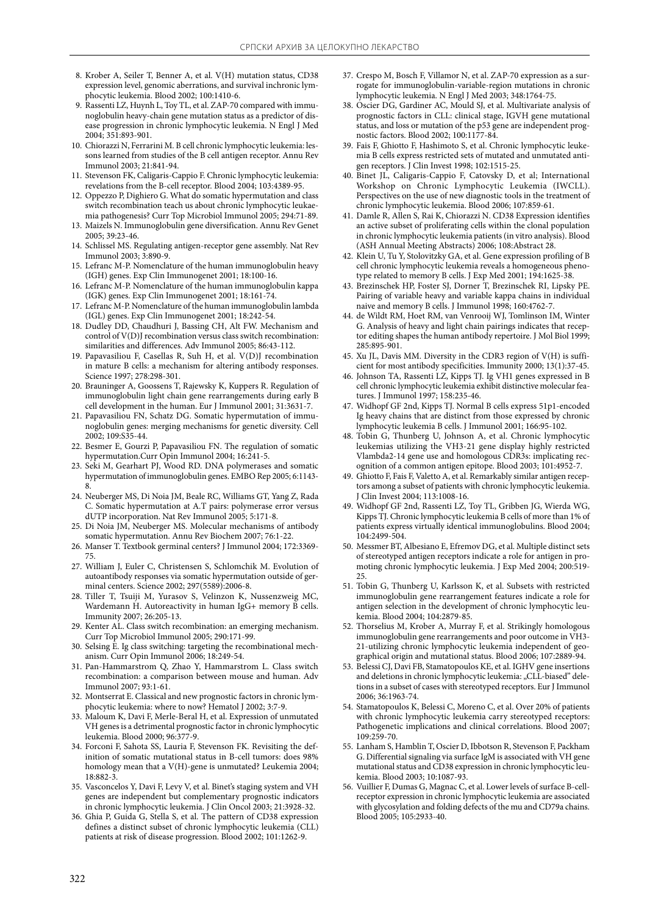8. Krober A, Seiler T, Benner A, et al. V(H) mutation status, CD38 expression level, genomic aberrations, and survival inchronic lymphocytic leukemia. Blood 2002; 100:1410-6.
9. Rassenti LZ, Huynh L, Toy TL, et al. ZAP-70 compared with immunoglobulin heavy-chain gene mutation status as a predictor of disease progression in chronic lymphocytic leukemia. N Engl J Med 2004; 351:893-901.
10. Chiorazzi N, Ferrarini M. B cell chronic lymphocytic leukemia: lessons learned from studies of the B cell antigen receptor. Annu Rev Immunol 2003; 21:841-94.
11. Stevenson FK, Caligaris-Cappio F. Chronic lymphocytic leukemia: revelations from the B-cell receptor. Blood 2004; 103:4389-95.
12. Oppezzo P, Dighiero G. What do somatic hypermutation and class switch recombination teach us about chronic lymphocytic leukaemia pathogenesis? Curr Top Microbiol Immunol 2005; 294:71-89.
13. Maizels N. Immunoglobulin gene diversification. Annu Rev Genet 2005; 39:23-46.
14. Schlissel MS. Regulating antigen-receptor gene assembly. Nat Rev Immunol 2003; 3:890-9.
15. Lefranc M-P. Nomenclature of the human immunoglobulin heavy (IGH) genes. Exp Clin Immunogenet 2001; 18:100-16.
16. Lefranc M-P. Nomenclature of the human immunoglobulin kappa (IGK) genes. Exp Clin Immunogenet 2001; 18:161-74.
17. Lefranc M-P. Nomenclature of the human immunoglobulin lambda (IGL) genes. Exp Clin Immunogenet 2001; 18:242-54.
18. Dudley DD, Chaudhuri J, Bassing CH, Alt FW. Mechanism and control of V(D)J recombination versus class switch recombination: similarities and differences. Adv Immunol 2005; 86:43-112.
19. Papavasiliou F, Casellas R, Suh H, et al. V(D)J recombination in mature B cells: a mechanism for altering antibody responses. Science 1997; 278:298-301.
20. Brauninger A, Goossens T, Rajewsky K, Kuppers R. Regulation of immunoglobulin light chain gene rearrangements during early B cell development in the human. Eur J Immunol 2001; 31:3631-7.
21. Papavasiliou FN, Schatz DG. Somatic hypermutation of immunoglobulin genes: merging mechanisms for genetic diversity. Cell 2002; 109:S35-44.
22. Besmer E, Gourzi P, Papavasiliou FN. The regulation of somatic hypermutation.Curr Opin Immunol 2004; 16:241-5.
23. Seki M, Gearhart PJ, Wood RD. DNA polymerases and somatic hypermutation of immunoglobulin genes. EMBO Rep 2005; 6:1143-8.
24. Neuberger MS, Di Noia JM, Beale RC, Williams GT, Yang Z, Rada C. Somatic hypermutation at A.T pairs: polymerase error versus dUTP incorporation. Nat Rev Immunol 2005; 5:171-8.
25. Di Noia JM, Neuberger MS. Molecular mechanisms of antibody somatic hypermutation. Annu Rev Biochem 2007; 76:1-22.
26. Manser T. Textbook germinal centers? J Immunol 2004; 172:3369-75.
27. William J, Euler C, Christensen S, Schlomchik M. Evolution of autoantibody responses via somatic hypermutation outside of germinal centers. Science 2002; 297(5589):2006-8.
28. Tiller T, Tsuiji M, Yurasov S, Velinzon K, Nussenzweig MC, Wardemann H. Autoreactivity in human IgG+ memory B cells. Immunity 2007; 26:205-13.
29. Kenter AL. Class switch recombination: an emerging mechanism. Curr Top Microbiol Immunol 2005; 290:171-99.
30. Selsing E. Ig class switching: targeting the recombinational mechanism. Curr Opin Immunol 2006; 18:249-54.
31. Pan-Hammarstrom Q, Zhao Y, Hammarstrom L. Class switch recombination: a comparison between mouse and human. Adv Immunol 2007; 93:1-61.
32. Montserrat E. Classical and new prognostic factors in chronic lymphocytic leukemia: where to now? Hematol J 2002; 3:7-9.
33. Maloum K, Davi F, Merle-Beral H, et al. Expression of unmutated VH genes is a detrimental prognostic factor in chronic lymphocytic leukemia. Blood 2000; 96:377-9.
34. Forconi F, Sahota SS, Lauria F, Stevenson FK. Revisiting the definition of somatic mutational status in B-cell tumors: does 98% homology mean that a V(H)-gene is unmutated? Leukemia 2004; 18:882-3.
35. Vasconcelos Y, Davi F, Levy V, et al. Binet's staging system and VH genes are independent but complementary prognostic indicators in chronic lymphocytic leukemia. J Clin Oncol 2003; 21:3928-32.
36. Ghia P, Guida G, Stella S, et al. The pattern of CD38 expression defines a distinct subset of chronic lymphocytic leukemia (CLL) patients at risk of disease progression. Blood 2002; 101:1262-9.
37. Crespo M, Bosch F, Villamor N, et al. ZAP-70 expression as a surrogate for immunoglobulin-variable-region mutations in chronic lymphocytic leukemia. N Engl J Med 2003; 348:1764-75.
38. Oscier DG, Gardiner AC, Mould SJ, et al. Multivariate analysis of prognostic factors in CLL: clinical stage, IGVH gene mutational status, and loss or mutation of the p53 gene are independent prognostic factors. Blood 2002; 100:1177-84.
39. Fais F, Ghiotto F, Hashimoto S, et al. Chronic lymphocytic leukemia B cells express restricted sets of mutated and unmutated antigen receptors. J Clin Invest 1998; 102:1515-25.
40. Binet JL, Caligaris-Cappio F, Catovsky D, et al; International Workshop on Chronic Lymphocytic Leukemia (IWCLL). Perspectives on the use of new diagnostic tools in the treatment of chronic lymphocytic leukemia. Blood 2006; 107:859-61.
41. Damle R, Allen S, Rai K, Chiorazzi N. CD38 Expression identifies an active subset of proliferating cells within the clonal population in chronic lymphocytic leukemia patients (in vitro analysis). Blood (ASH Annual Meeting Abstracts) 2006; 108:Abstract 28.
42. Klein U, Tu Y, Stolovitzky GA, et al. Gene expression profiling of B cell chronic lymphocytic leukemia reveals a homogeneous phenotype related to memory B cells. J Exp Med 2001; 194:1625-38.
43. Brezinschek HP, Foster SJ, Dorner T, Brezinschek RI, Lipsky PE. Pairing of variable heavy and variable kappa chains in individual naive and memory B cells. J Immunol 1998; 160:4762-7.
44. de Wildt RM, Hoet RM, van Venrooij WJ, Tomlinson IM, Winter G. Analysis of heavy and light chain pairings indicates that receptor editing shapes the human antibody repertoire. J Mol Biol 1999; 285:895-901.
45. Xu JL, Davis MM. Diversity in the CDR3 region of V(H) is sufficient for most antibody specificities. Immunity 2000; 13(1):37-45.
46. Johnson TA, Rassenti LZ, Kipps TJ. Ig VH1 genes expressed in B cell chronic lymphocytic leukemia exhibit distinctive molecular features. J Immunol 1997; 158:235-46.
47. Widhopf GF 2nd, Kipps TJ. Normal B cells express 51p1-encoded Ig heavy chains that are distinct from those expressed by chronic lymphocytic leukemia B cells. J Immunol 2001; 166:95-102.
48. Tobin G, Thunberg U, Johnson A, et al. Chronic lymphocytic leukemias utilizing the VH3-21 gene display highly restricted Vlambda2-14 gene use and homologous CDR3s: implicating recognition of a common antigen epitope. Blood 2003; 101:4952-7.
49. Ghiotto F, Fais F, Valetto A, et al. Remarkably similar antigen receptors among a subset of patients with chronic lymphocytic leukemia. J Clin Invest 2004; 113:1008-16.
49. Widhopf GF 2nd, Rassenti LZ, Toy TL, Gribben JG, Wierda WG, Kipps TJ. Chronic lymphocytic leukemia B cells of more than 1% of patients express virtually identical immunoglobulins. Blood 2004; 104:2499-504.
50. Messmer BT, Albesiano E, Efremov DG, et al. Multiple distinct sets of stereotyped antigen receptors indicate a role for antigen in promoting chronic lymphocytic leukemia. J Exp Med 2004; 200:519-25.
51. Tobin G, Thunberg U, Karlsson K, et al. Subsets with restricted immunoglobulin gene rearrangement features indicate a role for antigen selection in the development of chronic lymphocytic leukemia. Blood 2004; 104:2879-85.
52. Thorselius M, Krober A, Murray F, et al. Strikingly homologous immunoglobulin gene rearrangements and poor outcome in VH3-21-utilizing chronic lymphocytic leukemia independent of geographical origin and mutational status. Blood 2006; 107:2889-94.
53. Belessi CJ, Davi FB, Stamatopoulos KE, et al. IGHV gene insertions and deletions in chronic lymphocytic leukemia: „CLL-biased" deletions in a subset of cases with stereotyped receptors. Eur J Immunol 2006; 36:1963-74.
54. Stamatopoulos K, Belessi C, Moreno C, et al. Over 20% of patients with chronic lymphocytic leukemia carry stereotyped receptors: Pathogenetic implications and clinical correlations. Blood 2007; 109:259-70.
55. Lanham S, Hamblin T, Oscier D, Ibbotson R, Stevenson F, Packham G. Differential signaling via surface IgM is associated with VH gene mutational status and CD38 expression in chronic lymphocytic leukemia. Blood 2003; 10:1087-93.
56. Vuillier F, Dumas G, Magnac C, et al. Lower levels of surface B-cell-receptor expression in chronic lymphocytic leukemia are associated with glycosylation and folding defects of the mu and CD79a chains. Blood 2005; 105:2933-40.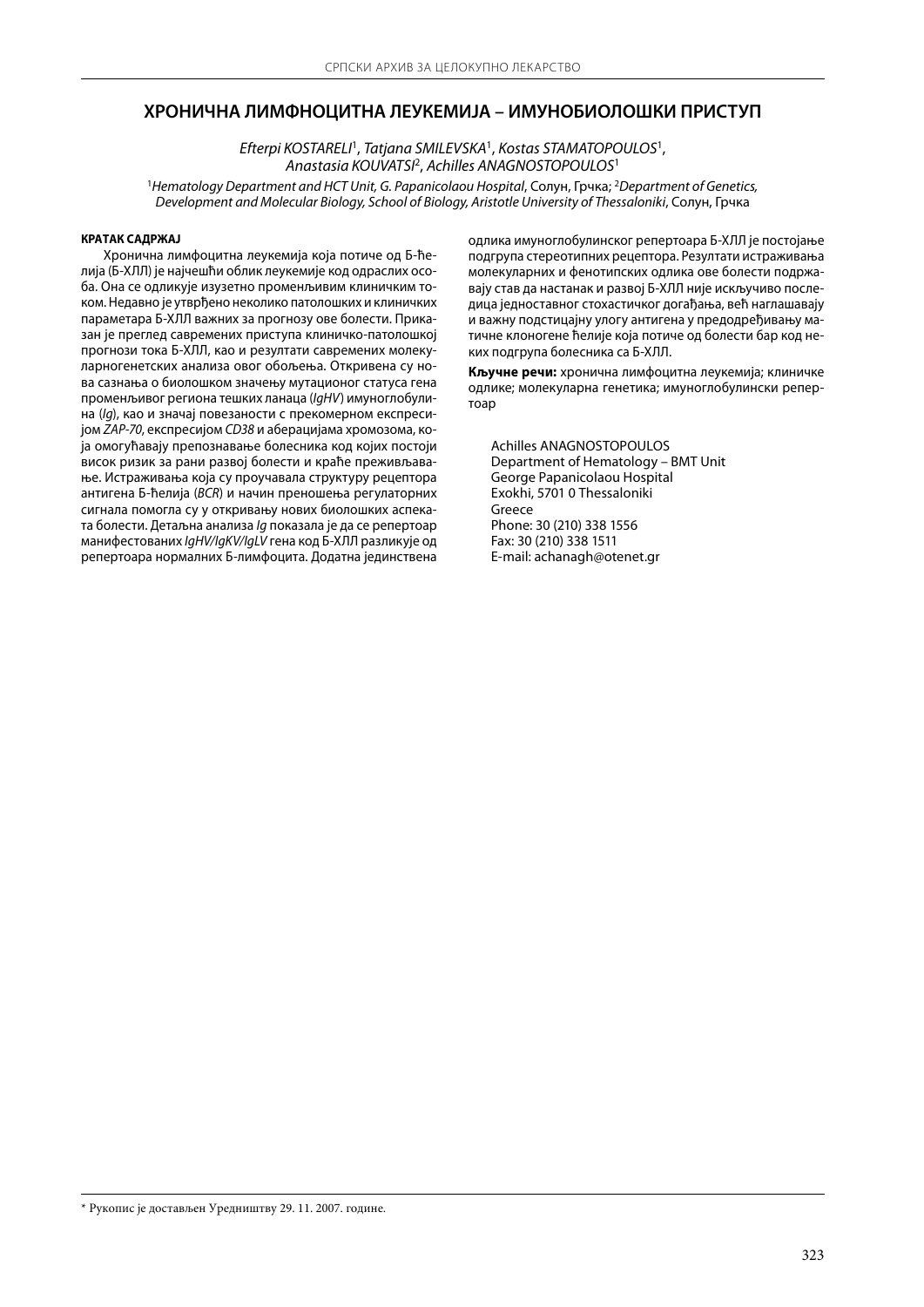# ХРОНИЧНА ЛИМФОЦИТНА ЛЕУКЕМИЈА – ИМУНОБИОЛОШКИ ПРИСТУП

*Efterpi KOSTARELI*[1], *Tatjana SMILEVSKA*[1], *Kostas STAMATOPOULOS*[1], *Anastasia KOUVATSI*[2], *Achilles ANAGNOSTOPOULOS*[1]

[1]*Hematology Department and HCT Unit, G. Papanicolaou Hospital*, Солун, Грчка; [2]*Department of Genetics, Development and Molecular Biology, School of Biology, Aristotle University of Thessaloniki*, Солун, Грчка

#### КРАТАК САДРЖАЈ

Хронична лимфоцитна леукемија која потиче од Б-ћелија (Б-ХЛЛ) је најчешћи облик леукемије код одраслих особа. Она се одликује изузетно променљивим клиничким током. Недавно је утврђено неколико патолошких и клиничких параметара Б-ХЛЛ важних за прогнозу ове болести. Приказан је преглед савремених приступа клиничко-патолошкој прогнози тока Б-ХЛЛ, као и резултати савремених молекуларногенетских анализа овог обољења. Откривена су нова сазнања о биолошком значењу мутационог статуса гена променљивог региона тешких ланаца (*IgHV*) имуноглобулина (*Ig*), као и значај повезаности с прекомерном експресијом *ZAP-70*, експресијом *CD38* и аберацијама хромозома, која омогућавају препознавање болесника код којих постоји висок ризик за рани развој болести и краће преживљавање. Истраживања која су проучавала структуру рецептора антигена Б-ћелија (*BCR*) и начин преношења регулаторних сигнала помогла су у откривању нових биолошких аспеката болести. Детаљна анализа *Ig* показала је да се репертоар манифестованих *IgHV/IgKV/IgLV* гена код Б-ХЛЛ разликује од репертоара нормалних Б-лимфоцита. Додатна јединствена одлика имуноглобулинског репертоара Б-ХЛЛ је постојање подгрупа стереотипних рецептора. Резултати истраживања молекуларних и фенотипских одлика ове болести подржавају став да настанак и развој Б-ХЛЛ није искључиво последица једноставног стохастичког догађања, већ наглашавају и важну подстицајну улогу антигена у предодређивању матичне клоногене ћелије која потиче од болести бар код неких подгрупа болесника са Б-ХЛЛ.

**Кључне речи:** хронична лимфоцитна леукемија; клиничке одлике; молекуларна генетика; имуноглобулински репертоар

Achilles ANAGNOSTOPOULOS
Department of Hematology – BMT Unit
George Papanicolaou Hospital
Exokhi, 5701 0 Thessaloniki
Greece
Phone: 30 (210) 338 1556
Fax: 30 (210) 338 1511
E-mail: achanagh@otenet.gr

\* Рукопис је достављен Уредништву 29. 11. 2007. године.